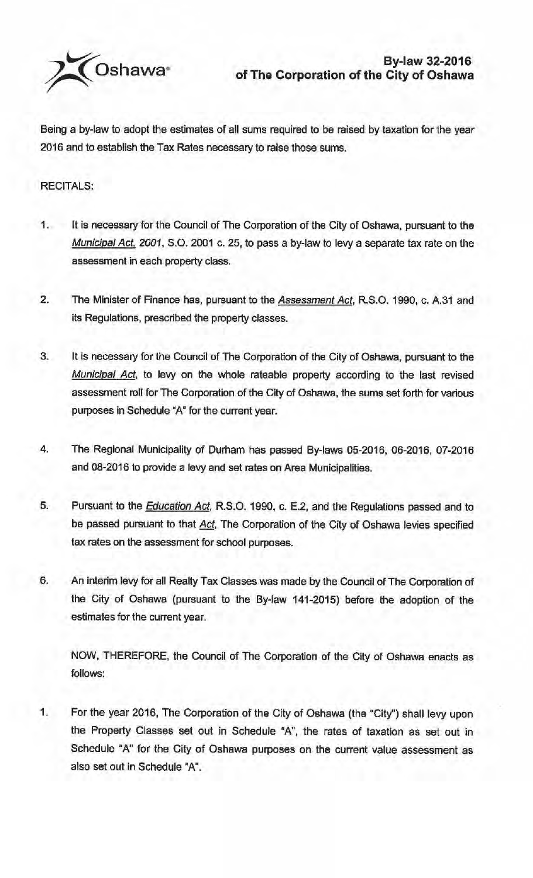Oshawa

# By-law 32-2016 of The Corporation of the City of Oshawa

Being a by-law to adopt the estimates of all sums required to be raised by taxation for the year 2016 and to establish the Tax Rates necessary to raise those sums.

RECITALS:

1. It is necessary for the Council of The Corporation of the City of Oshawa, pursuant to the *Municipal Act, 2001*, S.O. 2001 c. 25, to pass a by-law to levy a separate tax rate on the assessment in each property class.

2. The Minister of Finance has, pursuant to the *Assessment Act*, R.S.O. 1990, c. A.31 and its Regulations, prescribed the property classes.

3. It is necessary for the Council of The Corporation of the City of Oshawa, pursuant to the *Municipal Act*, to levy on the whole rateable property according to the last revised assessment roll for The Corporation of the City of Oshawa, the sums set forth for various purposes in Schedule "A" for the current year.

4. The Regional Municipality of Durham has passed By-laws 05-2016, 06-2016, 07-2016 and 08-2016 to provide a levy and set rates on Area Municipalities.

5. Pursuant to the *Education Act*, R.S.O. 1990, c. E.2, and the Regulations passed and to be passed pursuant to that *Act*, The Corporation of the City of Oshawa levies specified tax rates on the assessment for school purposes.

6. An interim levy for all Realty Tax Classes was made by the Council of The Corporation of the City of Oshawa (pursuant to the By-law 141-2015) before the adoption of the estimates for the current year.

NOW, THEREFORE, the Council of The Corporation of the City of Oshawa enacts as follows:

1. For the year 2016, The Corporation of the City of Oshawa (the "City") shall levy upon the Property Classes set out in Schedule "A", the rates of taxation as set out in Schedule "A" for the City of Oshawa purposes on the current value assessment as also set out in Schedule "A".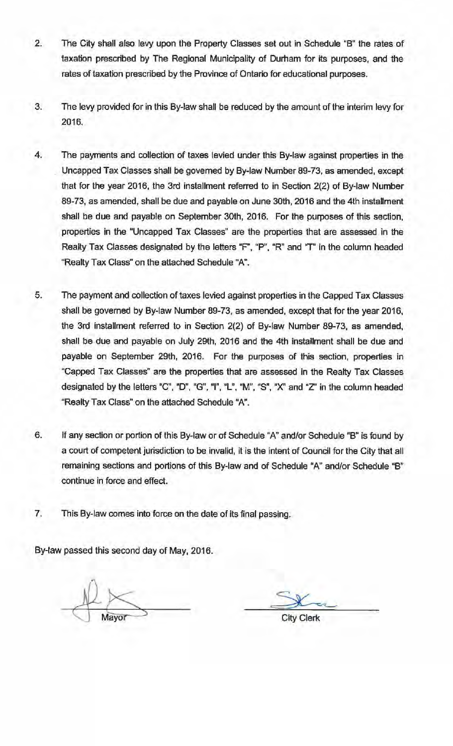2. The City shall also levy upon the Property Classes set out in Schedule "B" the rates of taxation prescribed by The Regional Municipality of Durham for its purposes, and the rates of taxation prescribed by the Province of Ontario for educational purposes.

3. The levy provided for in this By-law shall be reduced by the amount of the interim levy for 2016.

4. The payments and collection of taxes levied under this By-law against properties in the Uncapped Tax Classes shall be governed by By-law Number 89-73, as amended, except that for the year 2016, the 3rd installment referred to in Section 2(2) of By-law Number 89-73, as amended, shall be due and payable on June 30th, 2016 and the 4th installment shall be due and payable on September 30th, 2016. For the purposes of this section, properties in the "Uncapped Tax Classes" are the properties that are assessed in the Realty Tax Classes designated by the letters "F", "P", "R" and "T" in the column headed "Realty Tax Class" on the attached Schedule "A".

5. The payment and collection of taxes levied against properties in the Capped Tax Classes shall be governed by By-law Number 89-73, as amended, except that for the year 2016, the 3rd installment referred to in Section 2(2) of By-law Number 89-73, as amended, shall be due and payable on July 29th, 2016 and the 4th installment shall be due and payable on September 29th, 2016. For the purposes of this section, properties in "Capped Tax Classes" are the properties that are assessed in the Realty Tax Classes designated by the letters "C", "D", "G", "I", "L", "M", "S", "X" and "Z" in the column headed "Realty Tax Class" on the attached Schedule "A".

6. If any section or portion of this By-law or of Schedule "A" and/or Schedule "B" is found by a court of competent jurisdiction to be invalid, it is the intent of Council for the City that all remaining sections and portions of this By-law and of Schedule "A" and/or Schedule "B" continue in force and effect.

7. This By-law comes into force on the date of its final passing.

By-law passed this second day of May, 2016.

Mayor

City Clerk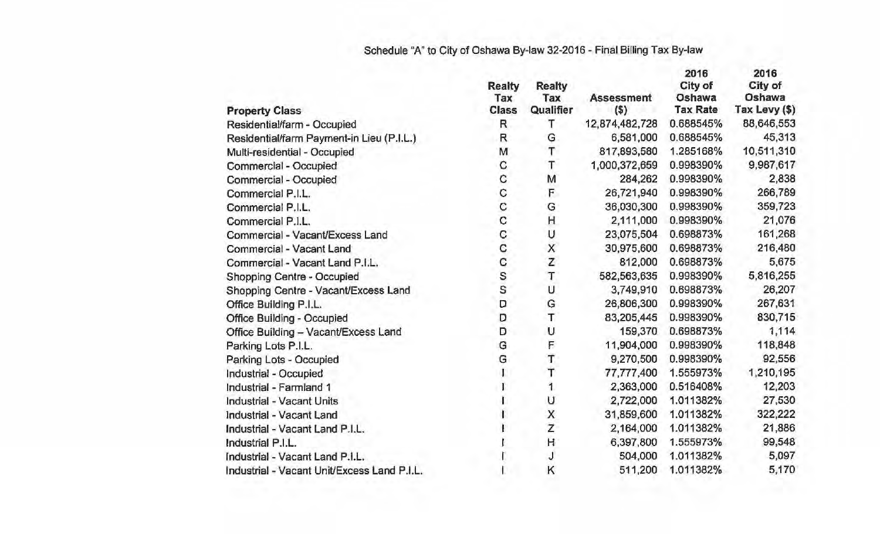Schedule "A" to City of Oshawa By-law 32-2016 - Final Billing Tax By-law

| Property Class | Realty Tax Class | Realty Tax Qualifier | Assessment ($) | 2016 City of Oshawa Tax Rate | 2016 City of Oshawa Tax Levy ($) |
|---|---|---|---|---|---|
| Residential/farm - Occupied | R | T | 12,874,482,728 | 0.688545% | 88,646,553 |
| Residential/farm Payment-in Lieu (P.I.L.) | R | G | 6,581,000 | 0.688545% | 45,313 |
| Multi-residential - Occupied | M | T | 817,893,580 | 1.285168% | 10,511,310 |
| Commercial - Occupied | C | T | 1,000,372,659 | 0.998390% | 9,987,617 |
| Commercial - Occupied | C | M | 284,262 | 0.998390% | 2,838 |
| Commercial P.I.L. | C | F | 26,721,940 | 0.998390% | 266,789 |
| Commercial P.I.L. | C | G | 36,030,300 | 0.998390% | 359,723 |
| Commercial P.I.L. | C | H | 2,111,000 | 0.998390% | 21,076 |
| Commercial - Vacant/Excess Land | C | U | 23,075,504 | 0.698873% | 161,268 |
| Commercial - Vacant Land | C | X | 30,975,600 | 0.698873% | 216,480 |
| Commercial - Vacant Land P.I.L. | C | Z | 812,000 | 0.698873% | 5,675 |
| Shopping Centre - Occupied | S | T | 582,563,635 | 0.998390% | 5,816,255 |
| Shopping Centre - Vacant/Excess Land | S | U | 3,749,910 | 0.698873% | 26,207 |
| Office Building P.I.L. | D | G | 26,806,300 | 0.998390% | 267,631 |
| Office Building - Occupied | D | T | 83,205,445 | 0.998390% | 830,715 |
| Office Building – Vacant/Excess Land | D | U | 159,370 | 0.698873% | 1,114 |
| Parking Lots P.I.L. | G | F | 11,904,000 | 0.998390% | 118,848 |
| Parking Lots - Occupied | G | T | 9,270,500 | 0.998390% | 92,556 |
| Industrial - Occupied | I | T | 77,777,400 | 1.555973% | 1,210,195 |
| Industrial - Farmland 1 | I | 1 | 2,363,000 | 0.516408% | 12,203 |
| Industrial - Vacant Units | I | U | 2,722,000 | 1.011382% | 27,530 |
| Industrial - Vacant Land | I | X | 31,859,600 | 1.011382% | 322,222 |
| Industrial - Vacant Land P.I.L. | I | Z | 2,164,000 | 1.011382% | 21,886 |
| Industrial P.I.L. | I | H | 6,397,800 | 1.555973% | 99,548 |
| Industrial - Vacant Land P.I.L. | I | J | 504,000 | 1.011382% | 5,097 |
| Industrial - Vacant Unit/Excess Land P.I.L. | I | K | 511,200 | 1.011382% | 5,170 |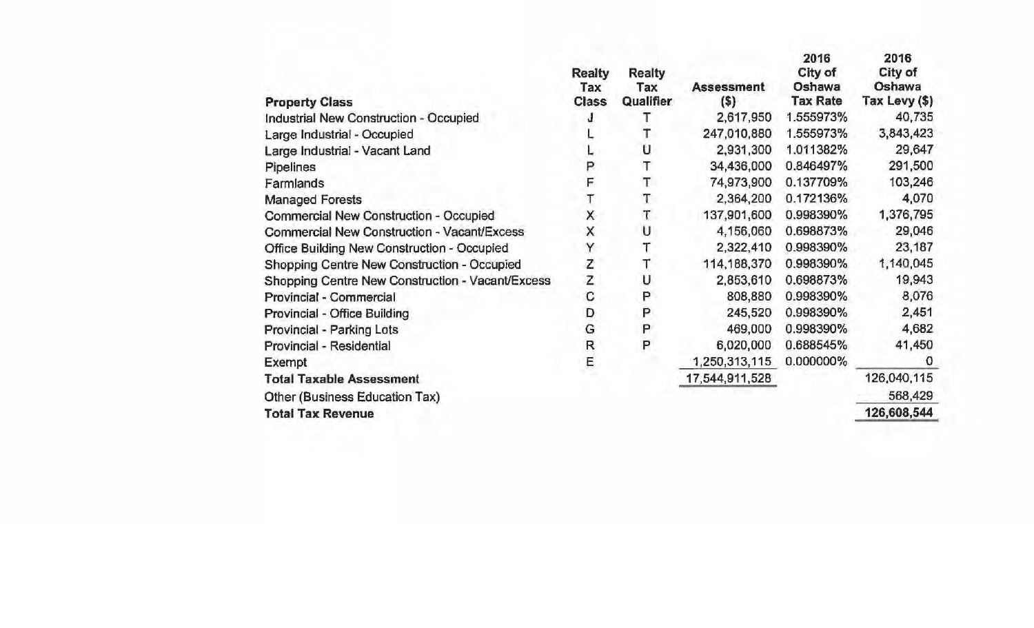| Property Class | Realty Tax Class | Realty Tax Qualifier | Assessment ($) | 2016 City of Oshawa Tax Rate | 2016 City of Oshawa Tax Levy ($) |
|---|---|---|---|---|---|
| Industrial New Construction - Occupied | J | T | 2,617,950 | 1.555973% | 40,735 |
| Large Industrial - Occupied | L | T | 247,010,880 | 1.555973% | 3,843,423 |
| Large Industrial - Vacant Land | L | U | 2,931,300 | 1.011382% | 29,647 |
| Pipelines | P | T | 34,436,000 | 0.846497% | 291,500 |
| Farmlands | F | T | 74,973,900 | 0.137709% | 103,246 |
| Managed Forests | T | T | 2,364,200 | 0.172136% | 4,070 |
| Commercial New Construction - Occupied | X | T | 137,901,600 | 0.998390% | 1,376,795 |
| Commercial New Construction - Vacant/Excess | X | U | 4,156,060 | 0.698873% | 29,046 |
| Office Building New Construction - Occupied | Y | T | 2,322,410 | 0.998390% | 23,187 |
| Shopping Centre New Construction - Occupied | Z | T | 114,188,370 | 0.998390% | 1,140,045 |
| Shopping Centre New Construction - Vacant/Excess | Z | U | 2,853,610 | 0.698873% | 19,943 |
| Provincial - Commercial | C | P | 808,880 | 0.998390% | 8,076 |
| Provincial - Office Building | D | P | 245,520 | 0.998390% | 2,451 |
| Provincial - Parking Lots | G | P | 469,000 | 0.998390% | 4,682 |
| Provincial - Residential | R | P | 6,020,000 | 0.688545% | 41,450 |
| Exempt | E | | 1,250,313,115 | 0.000000% | 0 |
| **Total Taxable Assessment** | | | 17,544,911,528 | | 126,040,115 |
| Other (Business Education Tax) | | | | | 568,429 |
| **Total Tax Revenue** | | | | | 126,608,544 |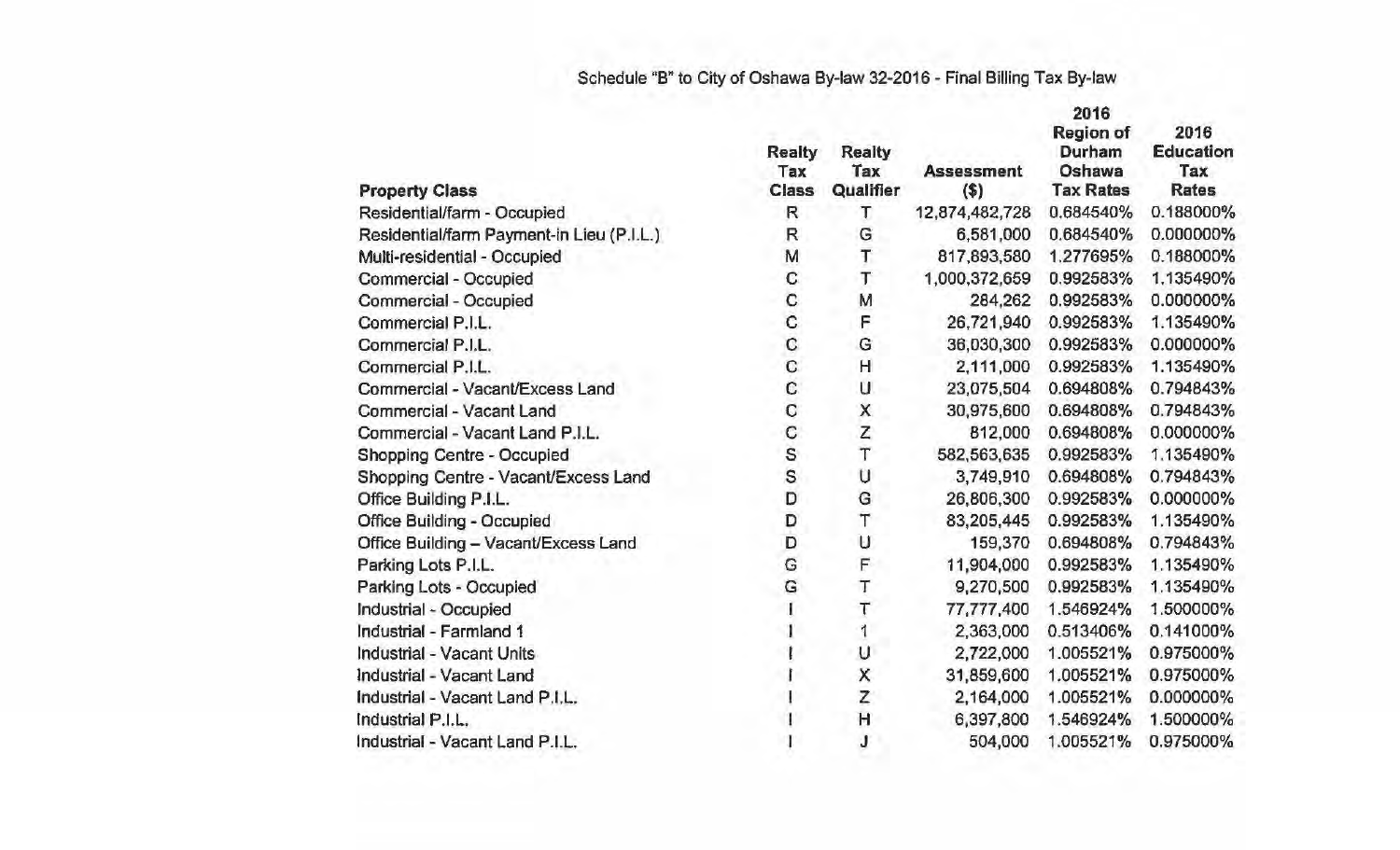Schedule "B" to City of Oshawa By-law 32-2016 - Final Billing Tax By-law

| Property Class | Realty Tax Class | Realty Tax Qualifier | Assessment ($) | 2016 Region of Durham Oshawa Tax Rates | 2016 Education Tax Rates |
|---|---|---|---|---|---|
| Residential/farm - Occupied | R | T | 12,874,482,728 | 0.684540% | 0.188000% |
| Residential/farm Payment-in Lieu (P.I.L.) | R | G | 6,581,000 | 0.684540% | 0.000000% |
| Multi-residential - Occupied | M | T | 817,893,580 | 1.277695% | 0.188000% |
| Commercial - Occupied | C | T | 1,000,372,659 | 0.992583% | 1.135490% |
| Commercial - Occupied | C | M | 284,262 | 0.992583% | 0.000000% |
| Commercial P.I.L. | C | F | 26,721,940 | 0.992583% | 1.135490% |
| Commercial P.I.L. | C | G | 36,030,300 | 0.992583% | 0.000000% |
| Commercial P.I.L. | C | H | 2,111,000 | 0.992583% | 1.135490% |
| Commercial - Vacant/Excess Land | C | U | 23,075,504 | 0.694808% | 0.794843% |
| Commercial - Vacant Land | C | X | 30,975,600 | 0.694808% | 0.794843% |
| Commercial - Vacant Land P.I.L. | C | Z | 812,000 | 0.694808% | 0.000000% |
| Shopping Centre - Occupied | S | T | 582,563,635 | 0.992583% | 1.135490% |
| Shopping Centre - Vacant/Excess Land | S | U | 3,749,910 | 0.694808% | 0.794843% |
| Office Building P.I.L. | D | G | 26,806,300 | 0.992583% | 0.000000% |
| Office Building - Occupied | D | T | 83,205,445 | 0.992583% | 1.135490% |
| Office Building – Vacant/Excess Land | D | U | 159,370 | 0.694808% | 0.794843% |
| Parking Lots P.I.L. | G | F | 11,904,000 | 0.992583% | 1.135490% |
| Parking Lots - Occupied | G | T | 9,270,500 | 0.992583% | 1.135490% |
| Industrial - Occupied | I | T | 77,777,400 | 1.546924% | 1.500000% |
| Industrial - Farmland 1 | I | 1 | 2,363,000 | 0.513406% | 0.141000% |
| Industrial - Vacant Units | I | U | 2,722,000 | 1.005521% | 0.975000% |
| Industrial - Vacant Land | I | X | 31,859,600 | 1.005521% | 0.975000% |
| Industrial - Vacant Land P.I.L. | I | Z | 2,164,000 | 1.005521% | 0.000000% |
| Industrial P.I.L. | I | H | 6,397,800 | 1.546924% | 1.500000% |
| Industrial - Vacant Land P.I.L. | I | J | 504,000 | 1.005521% | 0.975000% |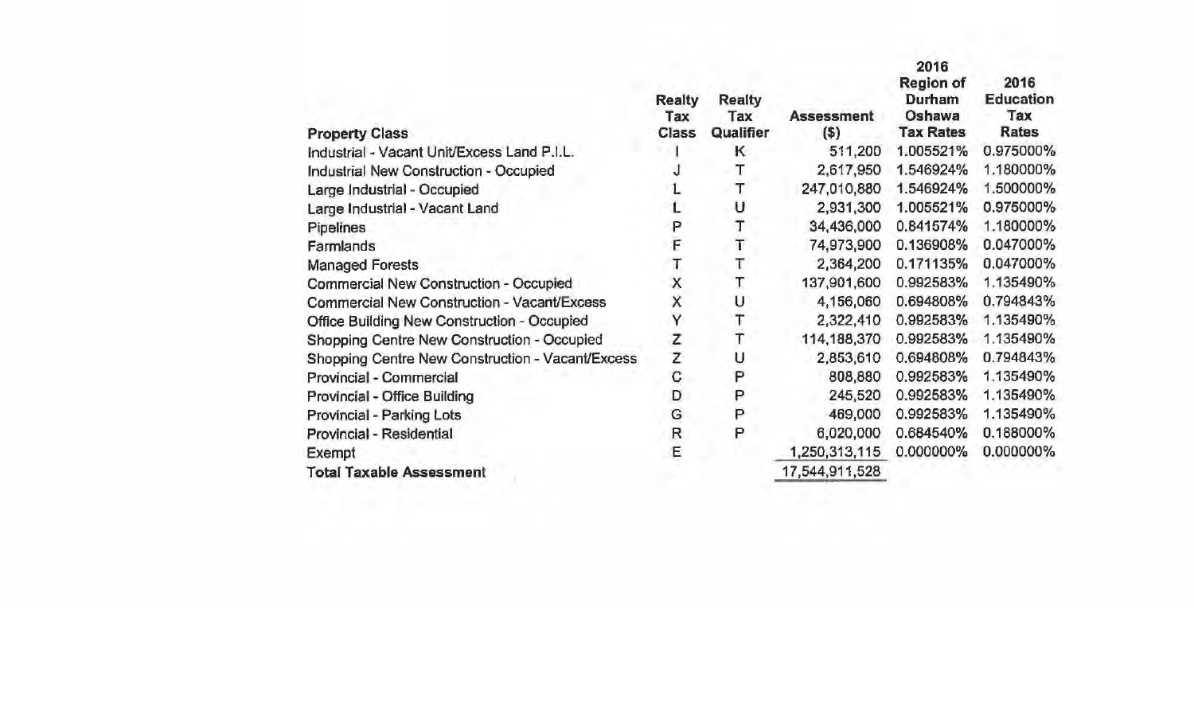| Property Class | Realty Tax Class | Realty Tax Qualifier | Assessment ($) | 2016 Region of Durham Oshawa Tax Rates | 2016 Education Tax Rates |
|---|---|---|---|---|---|
| Industrial - Vacant Unit/Excess Land P.I.L. | I | K | 511,200 | 1.005521% | 0.975000% |
| Industrial New Construction - Occupied | J | T | 2,617,950 | 1.546924% | 1.180000% |
| Large Industrial - Occupied | L | T | 247,010,880 | 1.546924% | 1.500000% |
| Large Industrial - Vacant Land | L | U | 2,931,300 | 1.005521% | 0.975000% |
| Pipelines | P | T | 34,436,000 | 0.841574% | 1.180000% |
| Farmlands | F | T | 74,973,900 | 0.136908% | 0.047000% |
| Managed Forests | T | T | 2,364,200 | 0.171135% | 0.047000% |
| Commercial New Construction - Occupied | X | T | 137,901,600 | 0.992583% | 1.135490% |
| Commercial New Construction - Vacant/Excess | X | U | 4,156,060 | 0.694808% | 0.794843% |
| Office Building New Construction - Occupied | Y | T | 2,322,410 | 0.992583% | 1.135490% |
| Shopping Centre New Construction - Occupied | Z | T | 114,188,370 | 0.992583% | 1.135490% |
| Shopping Centre New Construction - Vacant/Excess | Z | U | 2,853,610 | 0.694808% | 0.794843% |
| Provincial - Commercial | C | P | 808,880 | 0.992583% | 1.135490% |
| Provincial - Office Building | D | P | 245,520 | 0.992583% | 1.135490% |
| Provincial - Parking Lots | G | P | 469,000 | 0.992583% | 1.135490% |
| Provincial - Residential | R | P | 6,020,000 | 0.684540% | 0.188000% |
| Exempt | E | | 1,250,313,115 | 0.000000% | 0.000000% |
| **Total Taxable Assessment** | | | 17,544,911,528 | | |